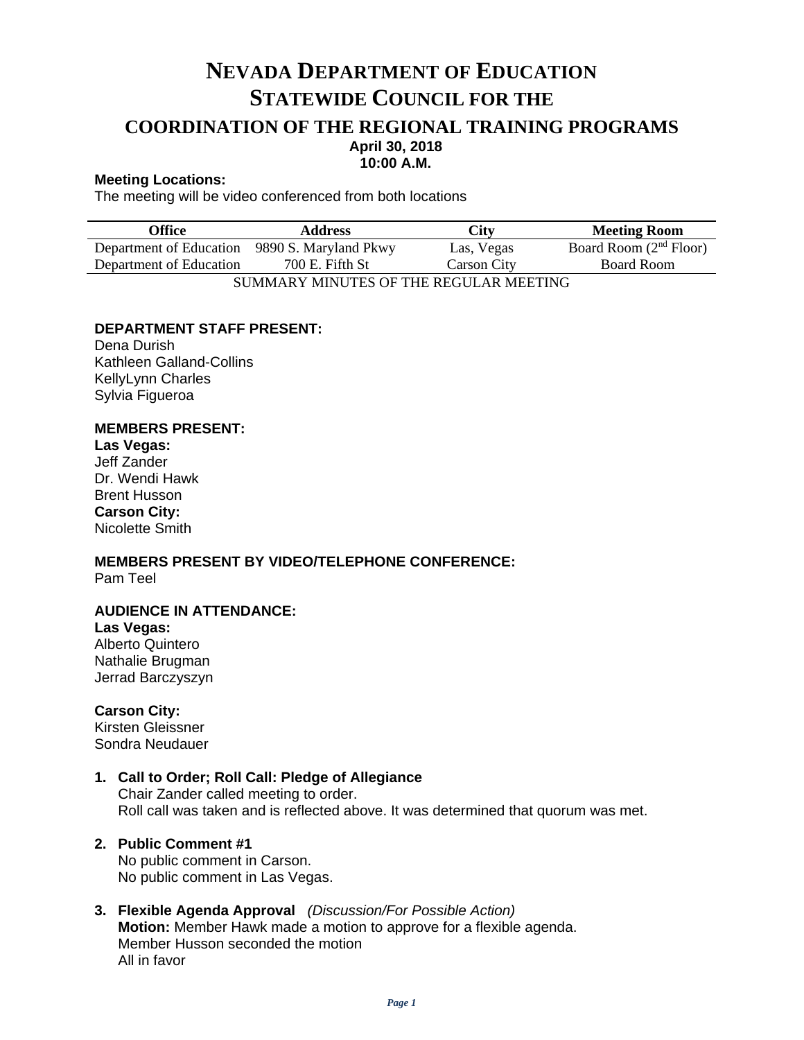# NEVADA DEPARTMENT OF EDUCATION
# STATEWIDE COUNCIL FOR THE
## COORDINATION OF THE REGIONAL TRAINING PROGRAMS

**April 30, 2018**
**10:00 A.M.**

**Meeting Locations:**
The meeting will be video conferenced from both locations

| Office | Address | City | Meeting Room |
|---|---|---|---|
| Department of Education | 9890 S. Maryland Pkwy | Las, Vegas | Board Room (2nd Floor) |
| Department of Education | 700 E. Fifth St | Carson City | Board Room |

SUMMARY MINUTES OF THE REGULAR MEETING

**DEPARTMENT STAFF PRESENT:**
Dena Durish
Kathleen Galland-Collins
KellyLynn Charles
Sylvia Figueroa

**MEMBERS PRESENT:**
**Las Vegas:**
Jeff Zander
Dr. Wendi Hawk
Brent Husson
**Carson City:**
Nicolette Smith

**MEMBERS PRESENT BY VIDEO/TELEPHONE CONFERENCE:**
Pam Teel

**AUDIENCE IN ATTENDANCE:**
**Las Vegas:**
Alberto Quintero
Nathalie Brugman
Jerrad Barczyszyn

**Carson City:**
Kirsten Gleissner
Sondra Neudauer

1. **Call to Order; Roll Call: Pledge of Allegiance**
   Chair Zander called meeting to order.
   Roll call was taken and is reflected above. It was determined that quorum was met.

2. **Public Comment #1**
   No public comment in Carson.
   No public comment in Las Vegas.

3. **Flexible Agenda Approval** *(Discussion/For Possible Action)*
   **Motion:** Member Hawk made a motion to approve for a flexible agenda.
   Member Husson seconded the motion
   All in favor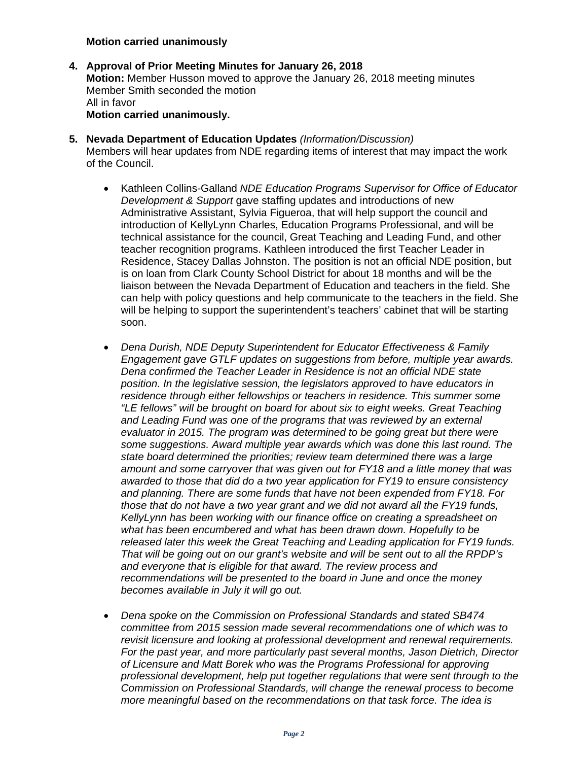**Motion carried unanimously**

4. **Approval of Prior Meeting Minutes for January 26, 2018**
   **Motion:** Member Husson moved to approve the January 26, 2018 meeting minutes
   Member Smith seconded the motion
   All in favor
   **Motion carried unanimously.**

5. **Nevada Department of Education Updates** *(Information/Discussion)*
   Members will hear updates from NDE regarding items of interest that may impact the work of the Council.

   - Kathleen Collins-Galland *NDE Education Programs Supervisor for Office of Educator Development & Support* gave staffing updates and introductions of new Administrative Assistant, Sylvia Figueroa, that will help support the council and introduction of KellyLynn Charles, Education Programs Professional, and will be technical assistance for the council, Great Teaching and Leading Fund, and other teacher recognition programs. Kathleen introduced the first Teacher Leader in Residence, Stacey Dallas Johnston. The position is not an official NDE position, but is on loan from Clark County School District for about 18 months and will be the liaison between the Nevada Department of Education and teachers in the field. She can help with policy questions and help communicate to the teachers in the field. She will be helping to support the superintendent's teachers' cabinet that will be starting soon.

   - *Dena Durish, NDE Deputy Superintendent for Educator Effectiveness & Family Engagement gave GTLF updates on suggestions from before, multiple year awards. Dena confirmed the Teacher Leader in Residence is not an official NDE state position. In the legislative session, the legislators approved to have educators in residence through either fellowships or teachers in residence. This summer some "LE fellows" will be brought on board for about six to eight weeks. Great Teaching and Leading Fund was one of the programs that was reviewed by an external evaluator in 2015. The program was determined to be going great but there were some suggestions. Award multiple year awards which was done this last round. The state board determined the priorities; review team determined there was a large amount and some carryover that was given out for FY18 and a little money that was awarded to those that did do a two year application for FY19 to ensure consistency and planning. There are some funds that have not been expended from FY18. For those that do not have a two year grant and we did not award all the FY19 funds, KellyLynn has been working with our finance office on creating a spreadsheet on what has been encumbered and what has been drawn down. Hopefully to be released later this week the Great Teaching and Leading application for FY19 funds. That will be going out on our grant's website and will be sent out to all the RPDP's and everyone that is eligible for that award. The review process and recommendations will be presented to the board in June and once the money becomes available in July it will go out.*

   - *Dena spoke on the Commission on Professional Standards and stated SB474 committee from 2015 session made several recommendations one of which was to revisit licensure and looking at professional development and renewal requirements. For the past year, and more particularly past several months, Jason Dietrich, Director of Licensure and Matt Borek who was the Programs Professional for approving professional development, help put together regulations that were sent through to the Commission on Professional Standards, will change the renewal process to become more meaningful based on the recommendations on that task force. The idea is*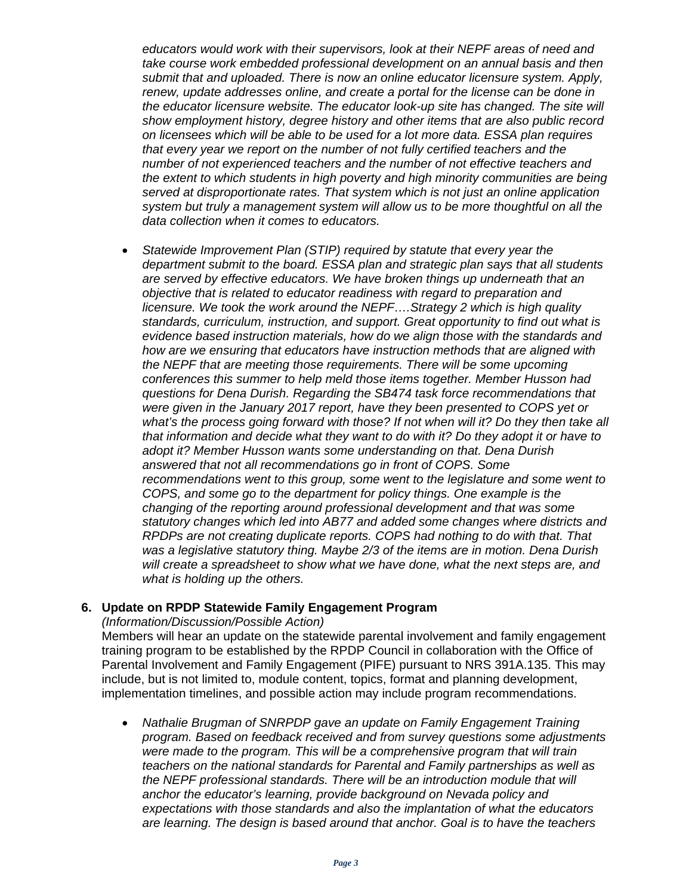*educators would work with their supervisors, look at their NEPF areas of need and take course work embedded professional development on an annual basis and then submit that and uploaded. There is now an online educator licensure system. Apply, renew, update addresses online, and create a portal for the license can be done in the educator licensure website. The educator look-up site has changed. The site will show employment history, degree history and other items that are also public record on licensees which will be able to be used for a lot more data. ESSA plan requires that every year we report on the number of not fully certified teachers and the number of not experienced teachers and the number of not effective teachers and the extent to which students in high poverty and high minority communities are being served at disproportionate rates. That system which is not just an online application system but truly a management system will allow us to be more thoughtful on all the data collection when it comes to educators.*

- *Statewide Improvement Plan (STIP) required by statute that every year the department submit to the board. ESSA plan and strategic plan says that all students are served by effective educators. We have broken things up underneath that an objective that is related to educator readiness with regard to preparation and licensure. We took the work around the NEPF….Strategy 2 which is high quality standards, curriculum, instruction, and support. Great opportunity to find out what is evidence based instruction materials, how do we align those with the standards and how are we ensuring that educators have instruction methods that are aligned with the NEPF that are meeting those requirements. There will be some upcoming conferences this summer to help meld those items together. Member Husson had questions for Dena Durish. Regarding the SB474 task force recommendations that were given in the January 2017 report, have they been presented to COPS yet or what's the process going forward with those? If not when will it? Do they then take all that information and decide what they want to do with it? Do they adopt it or have to adopt it? Member Husson wants some understanding on that. Dena Durish answered that not all recommendations go in front of COPS. Some recommendations went to this group, some went to the legislature and some went to COPS, and some go to the department for policy things. One example is the changing of the reporting around professional development and that was some statutory changes which led into AB77 and added some changes where districts and RPDPs are not creating duplicate reports. COPS had nothing to do with that. That was a legislative statutory thing. Maybe 2/3 of the items are in motion. Dena Durish will create a spreadsheet to show what we have done, what the next steps are, and what is holding up the others.*

**6. Update on RPDP Statewide Family Engagement Program**

*(Information/Discussion/Possible Action)*

Members will hear an update on the statewide parental involvement and family engagement training program to be established by the RPDP Council in collaboration with the Office of Parental Involvement and Family Engagement (PIFE) pursuant to NRS 391A.135. This may include, but is not limited to, module content, topics, format and planning development, implementation timelines, and possible action may include program recommendations.

- *Nathalie Brugman of SNRPDP gave an update on Family Engagement Training program. Based on feedback received and from survey questions some adjustments were made to the program. This will be a comprehensive program that will train teachers on the national standards for Parental and Family partnerships as well as the NEPF professional standards. There will be an introduction module that will anchor the educator's learning, provide background on Nevada policy and expectations with those standards and also the implantation of what the educators are learning. The design is based around that anchor. Goal is to have the teachers*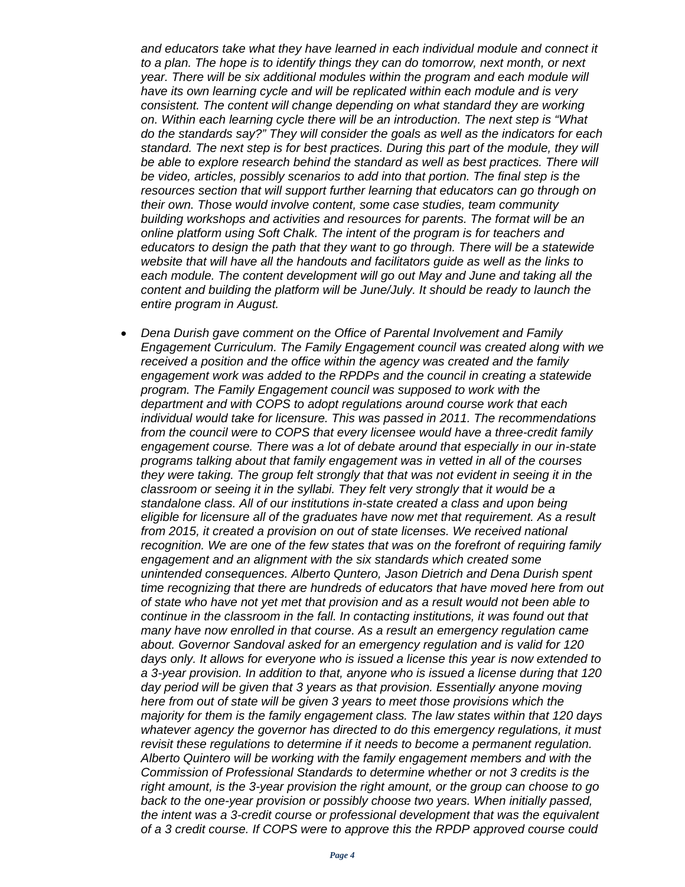*and educators take what they have learned in each individual module and connect it to a plan. The hope is to identify things they can do tomorrow, next month, or next year. There will be six additional modules within the program and each module will have its own learning cycle and will be replicated within each module and is very consistent. The content will change depending on what standard they are working on. Within each learning cycle there will be an introduction. The next step is "What do the standards say?" They will consider the goals as well as the indicators for each standard. The next step is for best practices. During this part of the module, they will be able to explore research behind the standard as well as best practices. There will be video, articles, possibly scenarios to add into that portion. The final step is the resources section that will support further learning that educators can go through on their own. Those would involve content, some case studies, team community building workshops and activities and resources for parents. The format will be an online platform using Soft Chalk. The intent of the program is for teachers and educators to design the path that they want to go through. There will be a statewide website that will have all the handouts and facilitators guide as well as the links to each module. The content development will go out May and June and taking all the content and building the platform will be June/July. It should be ready to launch the entire program in August.*

- *Dena Durish gave comment on the Office of Parental Involvement and Family Engagement Curriculum. The Family Engagement council was created along with we received a position and the office within the agency was created and the family engagement work was added to the RPDPs and the council in creating a statewide program. The Family Engagement council was supposed to work with the department and with COPS to adopt regulations around course work that each individual would take for licensure. This was passed in 2011. The recommendations from the council were to COPS that every licensee would have a three-credit family engagement course. There was a lot of debate around that especially in our in-state programs talking about that family engagement was in vetted in all of the courses they were taking. The group felt strongly that that was not evident in seeing it in the classroom or seeing it in the syllabi. They felt very strongly that it would be a standalone class. All of our institutions in-state created a class and upon being eligible for licensure all of the graduates have now met that requirement. As a result from 2015, it created a provision on out of state licenses. We received national recognition. We are one of the few states that was on the forefront of requiring family engagement and an alignment with the six standards which created some unintended consequences. Alberto Quntero, Jason Dietrich and Dena Durish spent time recognizing that there are hundreds of educators that have moved here from out of state who have not yet met that provision and as a result would not been able to continue in the classroom in the fall. In contacting institutions, it was found out that many have now enrolled in that course. As a result an emergency regulation came about. Governor Sandoval asked for an emergency regulation and is valid for 120 days only. It allows for everyone who is issued a license this year is now extended to a 3-year provision. In addition to that, anyone who is issued a license during that 120 day period will be given that 3 years as that provision. Essentially anyone moving here from out of state will be given 3 years to meet those provisions which the majority for them is the family engagement class. The law states within that 120 days whatever agency the governor has directed to do this emergency regulations, it must revisit these regulations to determine if it needs to become a permanent regulation. Alberto Quintero will be working with the family engagement members and with the Commission of Professional Standards to determine whether or not 3 credits is the right amount, is the 3-year provision the right amount, or the group can choose to go back to the one-year provision or possibly choose two years. When initially passed, the intent was a 3-credit course or professional development that was the equivalent of a 3 credit course. If COPS were to approve this the RPDP approved course could*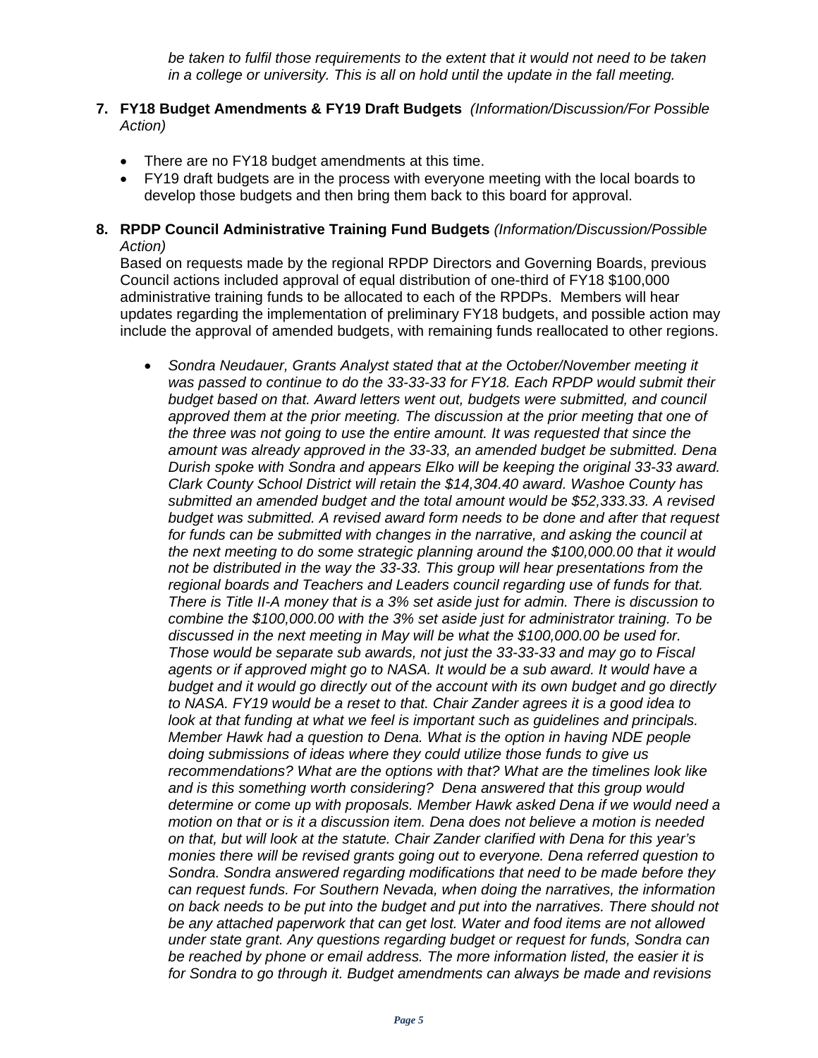*be taken to fulfil those requirements to the extent that it would not need to be taken in a college or university. This is all on hold until the update in the fall meeting.*

7. **FY18 Budget Amendments & FY19 Draft Budgets** *(Information/Discussion/For Possible Action)*

   - There are no FY18 budget amendments at this time.
   - FY19 draft budgets are in the process with everyone meeting with the local boards to develop those budgets and then bring them back to this board for approval.

8. **RPDP Council Administrative Training Fund Budgets** *(Information/Discussion/Possible Action)*
   Based on requests made by the regional RPDP Directors and Governing Boards, previous Council actions included approval of equal distribution of one-third of FY18 $100,000 administrative training funds to be allocated to each of the RPDPs. Members will hear updates regarding the implementation of preliminary FY18 budgets, and possible action may include the approval of amended budgets, with remaining funds reallocated to other regions.

   - *Sondra Neudauer, Grants Analyst stated that at the October/November meeting it was passed to continue to do the 33-33-33 for FY18. Each RPDP would submit their budget based on that. Award letters went out, budgets were submitted, and council approved them at the prior meeting. The discussion at the prior meeting that one of the three was not going to use the entire amount. It was requested that since the amount was already approved in the 33-33, an amended budget be submitted. Dena Durish spoke with Sondra and appears Elko will be keeping the original 33-33 award. Clark County School District will retain the $14,304.40 award. Washoe County has submitted an amended budget and the total amount would be $52,333.33. A revised budget was submitted. A revised award form needs to be done and after that request for funds can be submitted with changes in the narrative, and asking the council at the next meeting to do some strategic planning around the $100,000.00 that it would not be distributed in the way the 33-33. This group will hear presentations from the regional boards and Teachers and Leaders council regarding use of funds for that. There is Title II-A money that is a 3% set aside just for admin. There is discussion to combine the $100,000.00 with the 3% set aside just for administrator training. To be discussed in the next meeting in May will be what the $100,000.00 be used for. Those would be separate sub awards, not just the 33-33-33 and may go to Fiscal agents or if approved might go to NASA. It would be a sub award. It would have a budget and it would go directly out of the account with its own budget and go directly to NASA. FY19 would be a reset to that. Chair Zander agrees it is a good idea to look at that funding at what we feel is important such as guidelines and principals. Member Hawk had a question to Dena. What is the option in having NDE people doing submissions of ideas where they could utilize those funds to give us recommendations? What are the options with that? What are the timelines look like and is this something worth considering? Dena answered that this group would determine or come up with proposals. Member Hawk asked Dena if we would need a motion on that or is it a discussion item. Dena does not believe a motion is needed on that, but will look at the statute. Chair Zander clarified with Dena for this year's monies there will be revised grants going out to everyone. Dena referred question to Sondra. Sondra answered regarding modifications that need to be made before they can request funds. For Southern Nevada, when doing the narratives, the information on back needs to be put into the budget and put into the narratives. There should not be any attached paperwork that can get lost. Water and food items are not allowed under state grant. Any questions regarding budget or request for funds, Sondra can be reached by phone or email address. The more information listed, the easier it is for Sondra to go through it. Budget amendments can always be made and revisions*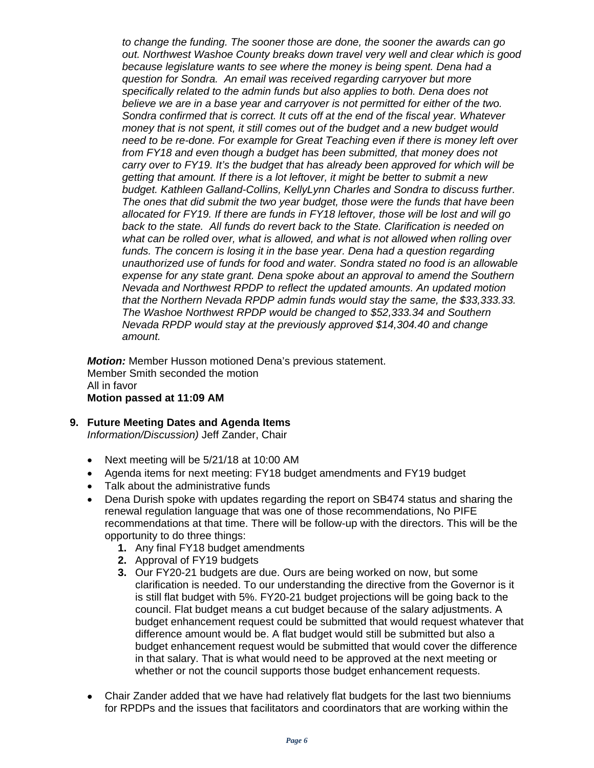*to change the funding. The sooner those are done, the sooner the awards can go out. Northwest Washoe County breaks down travel very well and clear which is good because legislature wants to see where the money is being spent. Dena had a question for Sondra. An email was received regarding carryover but more specifically related to the admin funds but also applies to both. Dena does not believe we are in a base year and carryover is not permitted for either of the two. Sondra confirmed that is correct. It cuts off at the end of the fiscal year. Whatever money that is not spent, it still comes out of the budget and a new budget would need to be re-done. For example for Great Teaching even if there is money left over from FY18 and even though a budget has been submitted, that money does not carry over to FY19. It's the budget that has already been approved for which will be getting that amount. If there is a lot leftover, it might be better to submit a new budget. Kathleen Galland-Collins, KellyLynn Charles and Sondra to discuss further. The ones that did submit the two year budget, those were the funds that have been allocated for FY19. If there are funds in FY18 leftover, those will be lost and will go back to the state. All funds do revert back to the State. Clarification is needed on what can be rolled over, what is allowed, and what is not allowed when rolling over funds. The concern is losing it in the base year. Dena had a question regarding unauthorized use of funds for food and water. Sondra stated no food is an allowable expense for any state grant. Dena spoke about an approval to amend the Southern Nevada and Northwest RPDP to reflect the updated amounts. An updated motion that the Northern Nevada RPDP admin funds would stay the same, the $33,333.33. The Washoe Northwest RPDP would be changed to $52,333.34 and Southern Nevada RPDP would stay at the previously approved $14,304.40 and change amount.*

***Motion:*** Member Husson motioned Dena's previous statement.
Member Smith seconded the motion
All in favor
**Motion passed at 11:09 AM**

**9. Future Meeting Dates and Agenda Items**
*Information/Discussion)* Jeff Zander, Chair

- Next meeting will be 5/21/18 at 10:00 AM
- Agenda items for next meeting: FY18 budget amendments and FY19 budget
- Talk about the administrative funds
- Dena Durish spoke with updates regarding the report on SB474 status and sharing the renewal regulation language that was one of those recommendations, No PIFE recommendations at that time. There will be follow-up with the directors. This will be the opportunity to do three things:
    1. Any final FY18 budget amendments
    2. Approval of FY19 budgets
    3. Our FY20-21 budgets are due. Ours are being worked on now, but some clarification is needed. To our understanding the directive from the Governor is it is still flat budget with 5%. FY20-21 budget projections will be going back to the council. Flat budget means a cut budget because of the salary adjustments. A budget enhancement request could be submitted that would request whatever that difference amount would be. A flat budget would still be submitted but also a budget enhancement request would be submitted that would cover the difference in that salary. That is what would need to be approved at the next meeting or whether or not the council supports those budget enhancement requests.

- Chair Zander added that we have had relatively flat budgets for the last two bienniums for RPDPs and the issues that facilitators and coordinators that are working within the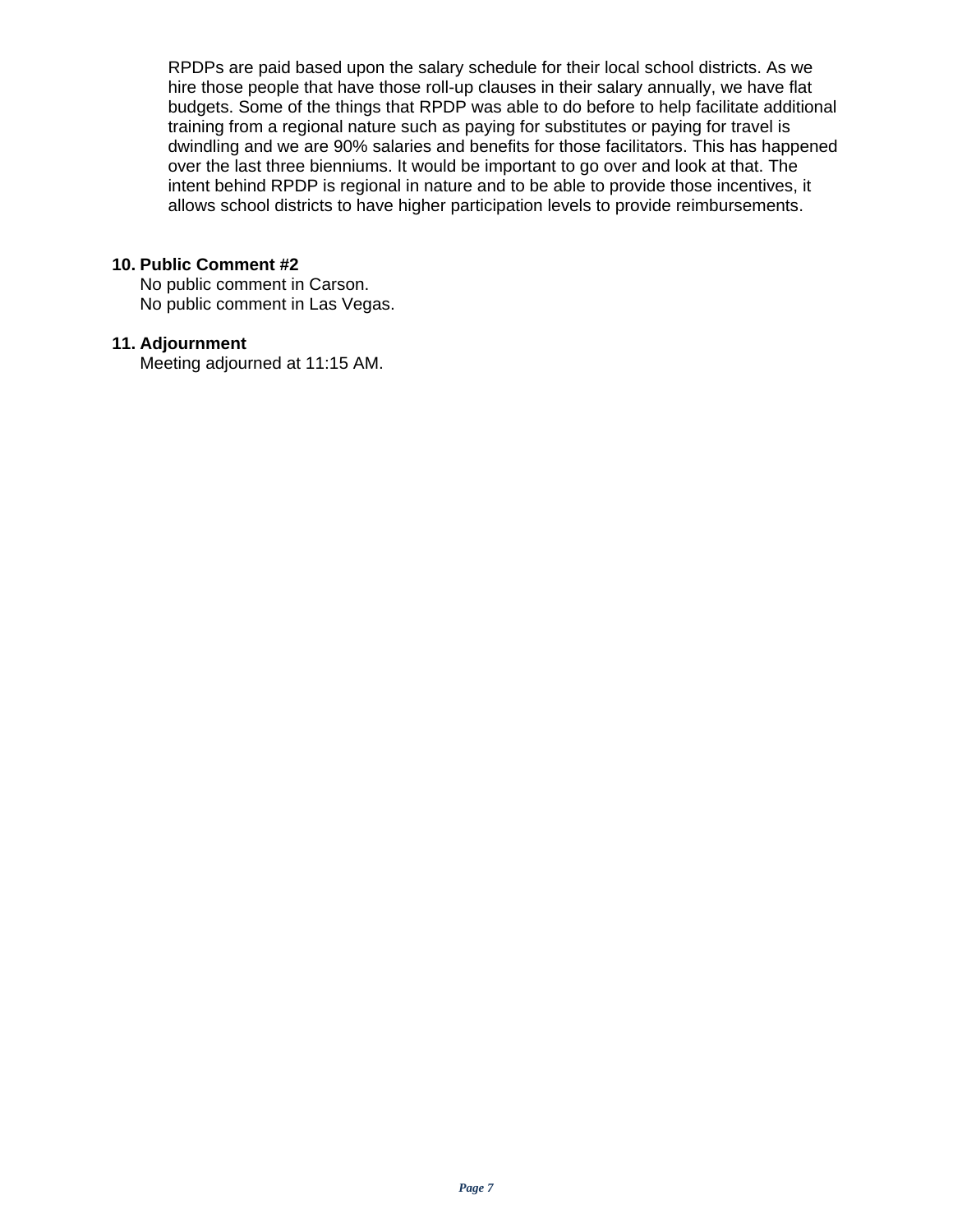RPDPs are paid based upon the salary schedule for their local school districts. As we hire those people that have those roll-up clauses in their salary annually, we have flat budgets. Some of the things that RPDP was able to do before to help facilitate additional training from a regional nature such as paying for substitutes or paying for travel is dwindling and we are 90% salaries and benefits for those facilitators. This has happened over the last three bienniums. It would be important to go over and look at that. The intent behind RPDP is regional in nature and to be able to provide those incentives, it allows school districts to have higher participation levels to provide reimbursements.

**10. Public Comment #2**

No public comment in Carson.
No public comment in Las Vegas.

**11. Adjournment**

Meeting adjourned at 11:15 AM.